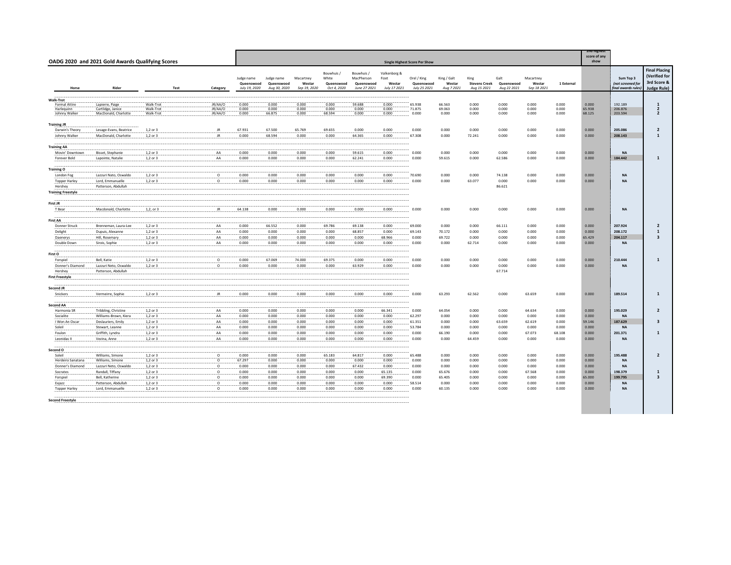## OADG 2020 and 2021 Gold Awards Qualifying Scores

| Horse | Rider | Test | Category | Judge name Queenswood July 19, 2020 | Judge name Queenswood Aug 30, 2020 | Macartney Westar Sep 19, 2020 | Bouwhuis / White Queenswood Oct 4, 2020 | Bouwhuis / MacPherson Queenswood June 27 2021 | Valkenborg & Fizet Westar July 17 2021 | Orel / King Queenswood July 25 2021 | King / Galt Westar Aug 7 2021 | King Stevens Creek Aug 15 2021 | Galt Queenswood Aug 22 2021 | Macartney Westar Sep 18 2021 | 1 External | 2nd highest score of any show | Sum Top 3 (not screened for final awards rules) | Final Placing (Verified for 3rd Score & Judge Rule) |
|---|---|---|---|---|---|---|---|---|---|---|---|---|---|---|---|---|---|---|
| | | | | Single Highest Score Per Show | | | | | | | | | | | | | | |
| **Walk-Trot** | | | | | | | | | | | | | | | | | | |
| Formal Attire | Lapierre, Paige | Walk-Trot | JR/AA/O | 0.000 | 0.000 | 0.000 | 0.000 | 59.688 | 0.000 | 65.938 | 66.563 | 0.000 | 0.000 | 0.000 | 0.000 | 0.000 | 192.189 | 1 |
| Harlequinn | Cartlidge, Janice | Walk-Trot | JR/AA/O | 0.000 | 0.000 | 0.000 | 0.000 | 0.000 | 0.000 | 71.875 | 69.063 | 0.000 | 0.000 | 0.000 | 0.000 | 65.938 | 206.876 | 2 |
| Johnny Walker | MacDonald, Charlotte | Walk-Trot | JR/AA/O | 0.000 | 66.875 | 0.000 | 68.594 | 0.000 | 0.000 | 0.000 | 0.000 | 0.000 | 0.000 | 0.000 | 0.000 | 68.125 | 203.594 | 2 |
| **Training JR** | | | | | | | | | | | | | | | | | | |
| Darwin's Theory | Lesage-Evans, Beatrice | 1,2 or 3 | JR | 67.931 | 67.500 | 65.769 | 69.655 | 0.000 | 0.000 | 0.000 | 0.000 | 0.000 | 0.000 | 0.000 | 0.000 | 0.000 | 205.086 | 2 |
| Johnny Walker | MacDonald, Charlotte | 1,2 or 3 | JR | 0.000 | 68.594 | 0.000 | 0.000 | 64.365 | 0.000 | 67.308 | 0.000 | 72.241 | 0.000 | 0.000 | 0.000 | 0.000 | 208.143 | 1 |
| **Training AA** | | | | | | | | | | | | | | | | | | |
| Movin' Downtown | Bisset, Stephanie | 1,2 or 3 | AA | 0.000 | 0.000 | 0.000 | 0.000 | 59.615 | 0.000 | 0.000 | 0.000 | 0.000 | 0.000 | 0.000 | 0.000 | 0.000 | NA | |
| Forever Bold | Lapointe, Natalie | 1,2 or 3 | AA | 0.000 | 0.000 | 0.000 | 0.000 | 62.241 | 0.000 | 0.000 | 59.615 | 0.000 | 62.586 | 0.000 | 0.000 | 0.000 | 184.442 | 1 |
| **Training O** | | | | | | | | | | | | | | | | | | |
| London Fog | Lazzuri Nato, Oswaldo | 1,2 or 3 | O | 0.000 | 0.000 | 0.000 | 0.000 | 0.000 | 0.000 | 70.690 | 0.000 | 0.000 | 74.138 | 0.000 | 0.000 | 0.000 | NA | |
| Topper Harley | Lord, Emmanuelle | 1,2 or 3 | O | 0.000 | 0.000 | 0.000 | 0.000 | 0.000 | 0.000 | 0.000 | 0.000 | 63.077 | 0.000 | 0.000 | 0.000 | 0.000 | NA | |
| Hershey | Patterson, Abdullah | | | | | | | | | | | | 86.621 | | | | | |
| **Training Freestyle** | | | | | | | | | | | | | | | | | | |
| **First JR** | | | | | | | | | | | | | | | | | | |
| T Bear | Macdonald, Charlotte | 1,2, or 3 | JR | 64.138 | 0.000 | 0.000 | 0.000 | 0.000 | 0.000 | 0.000 | 0.000 | 0.000 | 0.000 | 0.000 | 0.000 | 0.000 | NA | |
| **First AA** | | | | | | | | | | | | | | | | | | |
| Donner Struck | Brenneman, Laura-Lee | 1,2 or 3 | AA | 0.000 | 66.552 | 0.000 | 69.786 | 69.138 | 0.000 | 69.000 | 0.000 | 0.000 | 66.111 | 0.000 | 0.000 | 0.000 | 207.924 | 2 |
| Delight | Dupuis, Alexanne | 1,2 or 3 | AA | 0.000 | 0.000 | 0.000 | 0.000 | 68.857 | 0.000 | 69.143 | 70.172 | 0.000 | 0.000 | 0.000 | 0.000 | 0.000 | 208.172 | 1 |
| Daenerys | Hill, Rosemary | 1,2 or 3 | AA | 0.000 | 0.000 | 0.000 | 0.000 | 0.000 | 68.966 | 0.000 | 69.722 | 0.000 | 0.000 | 0.000 | 0.000 | 65.429 | 204.117 | 3 |
| Double Down | Sirois, Sophie | 1,2 or 3 | AA | 0.000 | 0.000 | 0.000 | 0.000 | 0.000 | 0.000 | 0.000 | 0.000 | 62.714 | 0.000 | 0.000 | 0.000 | 0.000 | NA | |
| **First O** | | | | | | | | | | | | | | | | | | |
| Forspiel | Bell, Katie | 1,2 or 3 | O | 0.000 | 67.069 | 74.000 | 69.375 | 0.000 | 0.000 | 0.000 | 0.000 | 0.000 | 0.000 | 0.000 | 0.000 | 0.000 | 210.444 | 1 |
| Donner's Diamond | Lazzuri Neto, Oswaldo | 1,2 or 3 | O | 0.000 | 0.000 | 0.000 | 0.000 | 63.929 | 0.000 | 0.000 | 0.000 | 0.000 | 0.000 | 0.000 | 0.000 | 0.000 | NA | |
| Hershey | Patterson, Abdullah | | | | | | | | | | | | 67.714 | | | | | |
| **First Freestyle** | | | | | | | | | | | | | | | | | | |
| **Second JR** | | | | | | | | | | | | | | | | | | |
| Snickers | Vermeire, Sophie | 1,2 or 3 | JR | 0.000 | 0.000 | 0.000 | 0.000 | 0.000 | 0.000 | 0.000 | 63.293 | 62.562 | 0.000 | 63.659 | 0.000 | 0.000 | 189.514 | 1 |
| **Second AA** | | | | | | | | | | | | | | | | | | |
| Harmonia SR | Tribbling, Christine | 1,2 or 3 | AA | 0.000 | 0.000 | 0.000 | 0.000 | 0.000 | 66.341 | 0.000 | 64.054 | 0.000 | 0.000 | 64.634 | 0.000 | 0.000 | 195.029 | 2 |
| Socialite | Williams-Brown, Kiera | 1,2 or 3 | AA | 0.000 | 0.000 | 0.000 | 0.000 | 0.000 | 0.000 | 62.297 | 0.000 | 0.000 | 0.000 | 0.000 | 0.000 | 0.000 | NA | |
| I Won An Oscar | Deslauriers, Emily | 1,2 or 3 | AA | 0.000 | 0.000 | 0.000 | 0.000 | 0.000 | 0.000 | 61.351 | 0.000 | 0.000 | 63.659 | 62.619 | 0.000 | 59.146 | 187.629 | 3 |
| Soleil | Stewart, Leanne | 1,2 or 3 | AA | 0.000 | 0.000 | 0.000 | 0.000 | 0.000 | 0.000 | 53.784 | 0.000 | 0.000 | 0.000 | 0.000 | 0.000 | 0.000 | NA | |
| Foulon | Griffith, Lyndra | 1,2 or 3 | AA | 0.000 | 0.000 | 0.000 | 0.000 | 0.000 | 0.000 | 0.000 | 66.190 | 0.000 | 0.000 | 67.073 | 68.108 | 0.000 | 201.371 | 1 |
| Leonidas II | Vezina, Anne | 1,2 or 3 | AA | 0.000 | 0.000 | 0.000 | 0.000 | 0.000 | 0.000 | 0.000 | 0.000 | 64.459 | 0.000 | 0.000 | 0.000 | 0.000 | NA | |
| **Second O** | | | | | | | | | | | | | | | | | | |
| Soleil | Williams, Simone | 1,2 or 3 | O | 0.000 | 0.000 | 0.000 | 65.183 | 64.817 | 0.000 | 65.488 | 0.000 | 0.000 | 0.000 | 0.000 | 0.000 | 0.000 | 195.488 | 2 |
| Herdeiro Sanatana | Williams, Simone | 1,2 or 3 | O | 67.297 | 0.000 | 0.000 | 0.000 | 0.000 | 0.000 | 0.000 | 0.000 | 0.000 | 0.000 | 0.000 | 0.000 | 0.000 | NA | |
| Donner's Diamond | Lazzuri Neto, Oswaldo | 1,2 or 3 | O | 0.000 | 0.000 | 0.000 | 0.000 | 67.432 | 0.000 | 0.000 | 0.000 | 0.000 | 0.000 | 0.000 | 0.000 | 0.000 | NA | |
| Socrates | Randall, Tiffany | 1,2 or 3 | O | 0.000 | 0.000 | 0.000 | 0.000 | 0.000 | 65.135 | 0.000 | 65.676 | 0.000 | 0.000 | 67.568 | 0.000 | 0.000 | 198.379 | 1 |
| Forspiel | Bell, Katherine | 1,2 or 3 | O | 0.000 | 0.000 | 0.000 | 0.000 | 0.000 | 69.390 | 0.000 | 65.405 | 0.000 | 0.000 | 0.000 | 0.000 | 65.000 | 199.795 | 3 |
| Exjazz | Patterson, Abdullah | 1,2 or 3 | O | 0.000 | 0.000 | 0.000 | 0.000 | 0.000 | 0.000 | 58.514 | 0.000 | 0.000 | 0.000 | 0.000 | 0.000 | 0.000 | NA | |
| Topper Harley | Lord, Emmanuelle | 1,2 or 3 | O | 0.000 | 0.000 | 0.000 | 0.000 | 0.000 | 0.000 | 0.000 | 60.135 | 0.000 | 0.000 | 0.000 | 0.000 | 0.000 | NA | |
| **Second Freestyle** | | | | | | | | | | | | | | | | | | |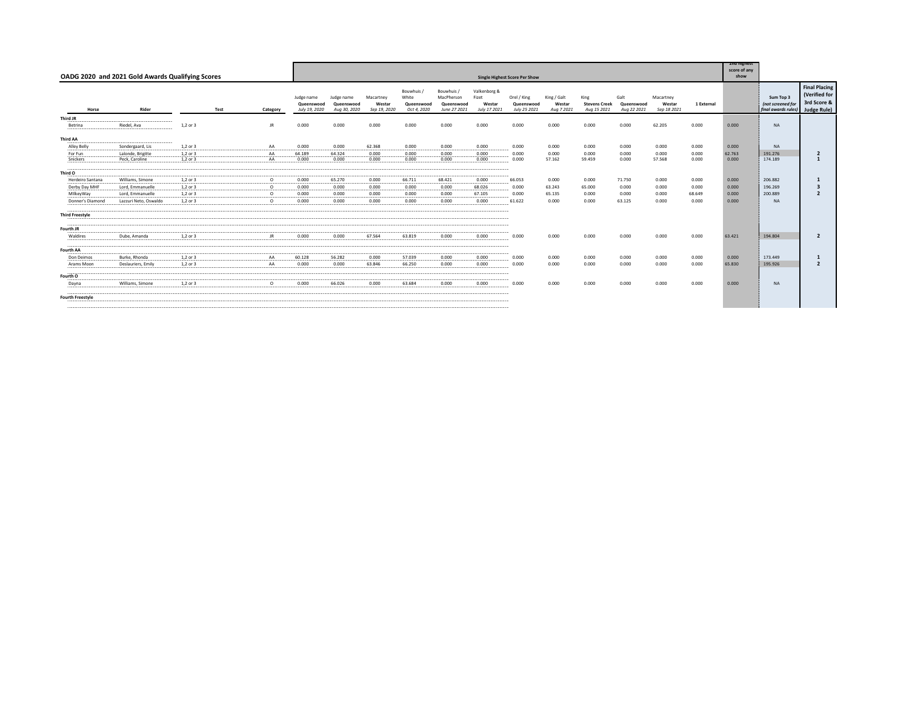## OADG 2020 and 2021 Gold Awards Qualifying Scores

| Horse | Rider | Test | Category | Single Highest Score Per Show | | | | | | | | | | | | 2nd highest score of any show | Sum Top 3 *(not screened for final awards rules)* | Final Placing (Verified for 3rd Score & Judge Rule) |
|---|---|---|---|---|---|---|---|---|---|---|---|---|---|---|---|---|---|---|
| | | | | Judge name Queenswood *July 19, 2020* | Judge name Queenswood *Aug 30, 2020* | Macartney Westar *Sep 19, 2020* | Bouwhuis / White Queenswood *Oct 4, 2020* | Bouwhuis / MacPherson Queenswood *June 27 2021* | Valkenborg & Fizet Westar *July 17 2021* | Orel / King Queenswood *July 25 2021* | King / Galt Westar *Aug 7 2021* | King Stevens Creek *Aug 15 2021* | Galt Queenswood *Aug 22 2021* | Macartney Westar *Sep 18 2021* | 1 External | | | |
| **Third JR** | | | | | | | | | | | | | | | | | | |
| Betrina | Riedel, Ava | 1,2 or 3 | JR | 0.000 | 0.000 | 0.000 | 0.000 | 0.000 | 0.000 | 0.000 | 0.000 | 0.000 | 0.000 | 62.205 | 0.000 | 0.000 | NA | |
| **Third AA** | | | | | | | | | | | | | | | | | | |
| Alley Belly | Sondergaard, Lis | 1,2 or 3 | AA | 0.000 | 0.000 | 62.368 | 0.000 | 0.000 | 0.000 | 0.000 | 0.000 | 0.000 | 0.000 | 0.000 | 0.000 | 0.000 | NA | |
| For Fun | Lalonde, Brigitte | 1,2 or 3 | AA | 64.189 | 64.324 | 0.000 | 0.000 | 0.000 | 0.000 | 0.000 | 0.000 | 0.000 | 0.000 | 0.000 | 0.000 | 62.763 | 191.276 | 2 |
| Snickers | Peck, Caroline | 1,2 or 3 | AA | 0.000 | 0.000 | 0.000 | 0.000 | 0.000 | 0.000 | 0.000 | 57.162 | 59.459 | 0.000 | 57.568 | 0.000 | 0.000 | 174.189 | 1 |
| **Third O** | | | | | | | | | | | | | | | | | | |
| Herdeiro Santana | Williams, Simone | 1,2 or 3 | O | 0.000 | 65.270 | 0.000 | 66.711 | 68.421 | 0.000 | 66.053 | 0.000 | 0.000 | 71.750 | 0.000 | 0.000 | 0.000 | 206.882 | 1 |
| Derby Day MHF | Lord, Emmanuelle | 1,2 or 3 | O | 0.000 | 0.000 | 0.000 | 0.000 | 0.000 | 68.026 | 0.000 | 63.243 | 65.000 | 0.000 | 0.000 | 0.000 | 0.000 | 196.269 | 3 |
| MilkeyWay | Lord, Emmanuelle | 1,2 or 3 | O | 0.000 | 0.000 | 0.000 | 0.000 | 0.000 | 67.105 | 0.000 | 65.135 | 0.000 | 0.000 | 0.000 | 68.649 | 0.000 | 200.889 | 2 |
| Donner's Diamond | Lazzuri Neto, Oswaldo | 1,2 or 3 | O | 0.000 | 0.000 | 0.000 | 0.000 | 0.000 | 0.000 | 61.622 | 0.000 | 0.000 | 63.125 | 0.000 | 0.000 | 0.000 | NA | |
| **Third Freestyle** | | | | | | | | | | | | | | | | | | |
| **Fourth JR** | | | | | | | | | | | | | | | | | | |
| Waldires | Dube, Amanda | 1,2 or 3 | JR | 0.000 | 0.000 | 67.564 | 63.819 | 0.000 | 0.000 | 0.000 | 0.000 | 0.000 | 0.000 | 0.000 | 0.000 | 63.421 | 194.804 | 2 |
| **Fourth AA** | | | | | | | | | | | | | | | | | | |
| Don Deimos | Burke, Rhonda | 1,2 or 3 | AA | 60.128 | 56.282 | 0.000 | 57.039 | 0.000 | 0.000 | 0.000 | 0.000 | 0.000 | 0.000 | 0.000 | 0.000 | 0.000 | 173.449 | 1 |
| Arams Moon | Deslauriers, Emily | 1,2 or 3 | AA | 0.000 | 0.000 | 63.846 | 66.250 | 0.000 | 0.000 | 0.000 | 0.000 | 0.000 | 0.000 | 0.000 | 0.000 | 65.830 | 195.926 | 2 |
| **Fourth O** | | | | | | | | | | | | | | | | | | |
| Dayna | Williams, Simone | 1,2 or 3 | O | 0.000 | 66.026 | 0.000 | 63.684 | 0.000 | 0.000 | 0.000 | 0.000 | 0.000 | 0.000 | 0.000 | 0.000 | 0.000 | NA | |
| **Fourth Freestyle** | | | | | | | | | | | | | | | | | | |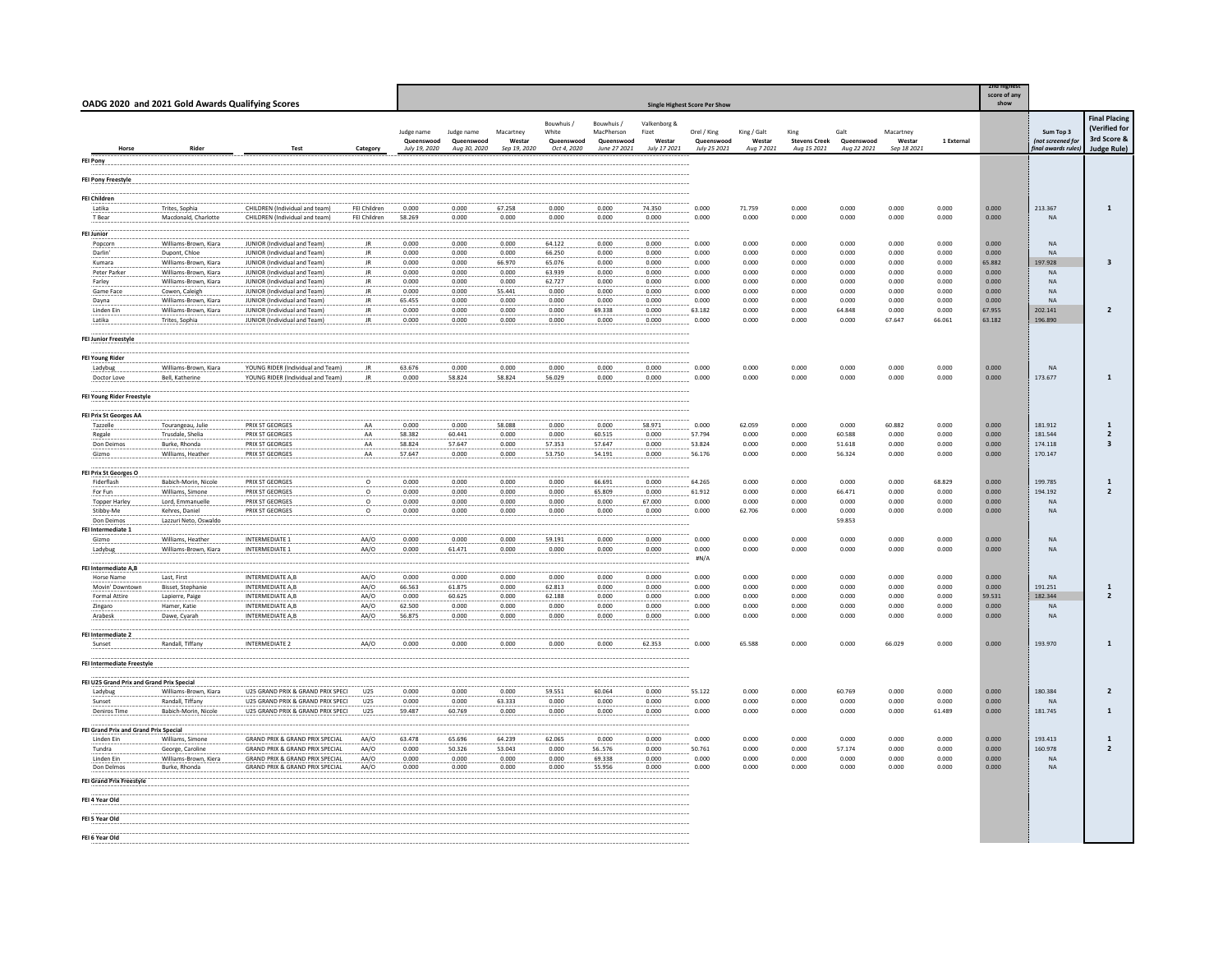## OADG 2020 and 2021 Gold Awards Qualifying Scores

| Horse | Rider | Test | Category | Judge name Queenswood July 19, 2020 | Judge name Queenswood Aug 30, 2020 | Macartney Westar Sep 19, 2020 | Bouwhuis / White Queenswood Oct 4, 2020 | Bouwhuis / MacPherson Queenswood June 27 2021 | Valkenborg & Fizet Westar July 17 2021 | Orel / King Queenswood July 25 2021 | King / Galt Westar Aug 7 2021 | King Stevens Creek Aug 15 2021 | Galt Queenswood Aug 22 2021 | Macartney Westar Sep 18 2021 | 1 External | 2nd highest score of any show | Sum Top 3 (not screened for final awards rules) | Final Placing (Verified for 3rd Score & Judge Rule) |
|---|---|---|---|---|---|---|---|---|---|---|---|---|---|---|---|---|---|---|
| | | | | Single Highest Score Per Show | | | | | | | | | | | | | | |
| **FEI Pony** | | | | | | | | | | | | | | | | | | |
| **FEI Pony Freestyle** | | | | | | | | | | | | | | | | | | |
| **FEI Children** | | | | | | | | | | | | | | | | | | |
| Latika | Trites, Sophia | CHILDREN (Individual and team) | FEI Children | 0.000 | 0.000 | 67.258 | 0.000 | 0.000 | 74.350 | 0.000 | 71.759 | 0.000 | 0.000 | 0.000 | 0.000 | 0.000 | 213.367 | 1 |
| T Bear | Macdonald, Charlotte | CHILDREN (Individual and team) | FEI Children | 58.269 | 0.000 | 0.000 | 0.000 | 0.000 | 0.000 | 0.000 | 0.000 | 0.000 | 0.000 | 0.000 | 0.000 | 0.000 | NA | |
| **FEI Junior** | | | | | | | | | | | | | | | | | | |
| Popcorn | Williams-Brown, Kiara | JUNIOR (Individual and Team) | JR | 0.000 | 0.000 | 0.000 | 64.122 | 0.000 | 0.000 | 0.000 | 0.000 | 0.000 | 0.000 | 0.000 | 0.000 | 0.000 | NA | |
| Darlin' | Dupont, Chloe | JUNIOR (Individual and Team) | JR | 0.000 | 0.000 | 0.000 | 66.250 | 0.000 | 0.000 | 0.000 | 0.000 | 0.000 | 0.000 | 0.000 | 0.000 | 0.000 | NA | |
| Kumara | Williams-Brown, Kiara | JUNIOR (Individual and Team) | JR | 0.000 | 0.000 | 66.970 | 65.076 | 0.000 | 0.000 | 0.000 | 0.000 | 0.000 | 0.000 | 0.000 | 0.000 | 65.882 | 197.928 | 3 |
| Peter Parker | Williams-Brown, Kiara | JUNIOR (Individual and Team) | JR | 0.000 | 0.000 | 0.000 | 63.939 | 0.000 | 0.000 | 0.000 | 0.000 | 0.000 | 0.000 | 0.000 | 0.000 | 0.000 | NA | |
| Farley | Williams-Brown, Kiara | JUNIOR (Individual and Team) | JR | 0.000 | 0.000 | 0.000 | 62.727 | 0.000 | 0.000 | 0.000 | 0.000 | 0.000 | 0.000 | 0.000 | 0.000 | 0.000 | NA | |
| Game Face | Cowen, Caleigh | JUNIOR (Individual and Team) | JR | 0.000 | 0.000 | 55.441 | 0.000 | 0.000 | 0.000 | 0.000 | 0.000 | 0.000 | 0.000 | 0.000 | 0.000 | 0.000 | NA | |
| Dayna | Williams-Brown, Kiara | JUNIOR (Individual and Team) | JR | 65.455 | 0.000 | 0.000 | 0.000 | 0.000 | 0.000 | 0.000 | 0.000 | 0.000 | 0.000 | 0.000 | 0.000 | 0.000 | NA | |
| Linden Ein | Williams-Brown, Kiara | JUNIOR (Individual and Team) | JR | 0.000 | 0.000 | 0.000 | 0.000 | 69.338 | 0.000 | 63.182 | 0.000 | 0.000 | 64.848 | 0.000 | 0.000 | 67.955 | 202.141 | 2 |
| Latika | Trites, Sophia | JUNIOR (Individual and Team) | JR | 0.000 | 0.000 | 0.000 | 0.000 | 0.000 | 0.000 | 0.000 | 0.000 | 0.000 | 0.000 | 67.647 | 66.061 | 63.182 | 196.890 | |
| **FEI Junior Freestyle** | | | | | | | | | | | | | | | | | | |
| **FEI Young Rider** | | | | | | | | | | | | | | | | | | |
| Ladybug | Williams-Brown, Kiara | YOUNG RIDER (Individual and Team) | JR | 63.676 | 0.000 | 0.000 | 0.000 | 0.000 | 0.000 | 0.000 | 0.000 | 0.000 | 0.000 | 0.000 | 0.000 | 0.000 | NA | |
| Doctor Love | Bell, Katherine | YOUNG RIDER (Individual and Team) | JR | 0.000 | 58.824 | 58.824 | 56.029 | 0.000 | 0.000 | 0.000 | 0.000 | 0.000 | 0.000 | 0.000 | 0.000 | 0.000 | 173.677 | 1 |
| **FEI Young Rider Freestyle** | | | | | | | | | | | | | | | | | | |
| **FEI Prix St Georges AA** | | | | | | | | | | | | | | | | | | |
| Tazzelle | Tourangeau, Julie | PRIX ST GEORGES | AA | 0.000 | 0.000 | 58.088 | 0.000 | 0.000 | 58.971 | 0.000 | 62.059 | 0.000 | 0.000 | 60.882 | 0.000 | 0.000 | 181.912 | 1 |
| Regale | Trusdale, Shelia | PRIX ST GEORGES | AA | 58.382 | 60.441 | 0.000 | 0.000 | 60.515 | 0.000 | 57.794 | 0.000 | 0.000 | 60.588 | 0.000 | 0.000 | 0.000 | 181.544 | 2 |
| Don Deimos | Burke, Rhonda | PRIX ST GEORGES | AA | 58.824 | 57.647 | 0.000 | 57.353 | 57.647 | 0.000 | 53.824 | 0.000 | 0.000 | 51.618 | 0.000 | 0.000 | 0.000 | 174.118 | 3 |
| Gizmo | Williams, Heather | PRIX ST GEORGES | AA | 57.647 | 0.000 | 0.000 | 53.750 | 54.191 | 0.000 | 56.176 | 0.000 | 0.000 | 56.324 | 0.000 | 0.000 | 0.000 | 170.147 | |
| **FEI Prix St Georges O** | | | | | | | | | | | | | | | | | | |
| Fiderflash | Babich-Morin, Nicole | PRIX ST GEORGES | O | 0.000 | 0.000 | 0.000 | 0.000 | 66.691 | 0.000 | 64.265 | 0.000 | 0.000 | 0.000 | 0.000 | 68.829 | 0.000 | 199.785 | 1 |
| For Fun | Williams, Simone | PRIX ST GEORGES | O | 0.000 | 0.000 | 0.000 | 0.000 | 65.809 | 0.000 | 61.912 | 0.000 | 0.000 | 66.471 | 0.000 | 0.000 | 0.000 | 194.192 | 2 |
| Topper Harley | Lord, Emmanuelle | PRIX ST GEORGES | O | 0.000 | 0.000 | 0.000 | 0.000 | 0.000 | 67.000 | 0.000 | 0.000 | 0.000 | 0.000 | 0.000 | 0.000 | 0.000 | NA | |
| Stibby-Me | Kehres, Daniel | PRIX ST GEORGES | O | 0.000 | 0.000 | 0.000 | 0.000 | 0.000 | 0.000 | 0.000 | 62.706 | 0.000 | 0.000 | 0.000 | 0.000 | 0.000 | NA | |
| Don Deimos | Lazzuri Neto, Oswaldo | | | | | | | | | | | | 59.853 | | | | | |
| **FEI Intermediate 1** | | | | | | | | | | | | | | | | | | |
| Gizmo | Williams, Heather | INTERMEDIATE 1 | AA/O | 0.000 | 0.000 | 0.000 | 59.191 | 0.000 | 0.000 | 0.000 | 0.000 | 0.000 | 0.000 | 0.000 | 0.000 | 0.000 | NA | |
| Ladybug | Williams-Brown, Kiara | INTERMEDIATE 1 | AA/O | 0.000 | 61.471 | 0.000 | 0.000 | 0.000 | 0.000 | 0.000 | 0.000 | 0.000 | 0.000 | 0.000 | 0.000 | 0.000 | NA | |
| | | | | | | | | | | #N/A | | | | | | | | |
| **FEI Intermediate A,B** | | | | | | | | | | | | | | | | | | |
| Horse Name | Last, First | INTERMEDIATE A,B | AA/O | 0.000 | 0.000 | 0.000 | 0.000 | 0.000 | 0.000 | 0.000 | 0.000 | 0.000 | 0.000 | 0.000 | 0.000 | 0.000 | NA | |
| Movin' Downtown | Bisset, Stephanie | INTERMEDIATE A,B | AA/O | 66.563 | 61.875 | 0.000 | 62.813 | 0.000 | 0.000 | 0.000 | 0.000 | 0.000 | 0.000 | 0.000 | 0.000 | 0.000 | 191.251 | 1 |
| Formal Attire | Lapierre, Paige | INTERMEDIATE A,B | AA/O | 0.000 | 60.625 | 0.000 | 62.188 | 0.000 | 0.000 | 0.000 | 0.000 | 0.000 | 0.000 | 0.000 | 0.000 | 59.531 | 182.344 | 2 |
| Zingaro | Hamer, Katie | INTERMEDIATE A,B | AA/O | 62.500 | 0.000 | 0.000 | 0.000 | 0.000 | 0.000 | 0.000 | 0.000 | 0.000 | 0.000 | 0.000 | 0.000 | 0.000 | NA | |
| Arabesk | Dawe, Cyarah | INTERMEDIATE A,B | AA/O | 56.875 | 0.000 | 0.000 | 0.000 | 0.000 | 0.000 | 0.000 | 0.000 | 0.000 | 0.000 | 0.000 | 0.000 | 0.000 | NA | |
| **FEI Intermediate 2** | | | | | | | | | | | | | | | | | | |
| Sunset | Randall, Tiffany | INTERMEDIATE 2 | AA/O | 0.000 | 0.000 | 0.000 | 0.000 | 0.000 | 62.353 | 0.000 | 65.588 | 0.000 | 0.000 | 66.029 | 0.000 | 0.000 | 193.970 | 1 |
| **FEI Intermediate Freestyle** | | | | | | | | | | | | | | | | | | |
| **FEI U25 Grand Prix and Grand Prix Special** | | | | | | | | | | | | | | | | | | |
| Ladybug | Williams-Brown, Kiara | U25 GRAND PRIX & GRAND PRIX SPECI | U25 | 0.000 | 0.000 | 0.000 | 59.551 | 60.064 | 0.000 | 55.122 | 0.000 | 0.000 | 60.769 | 0.000 | 0.000 | 0.000 | 180.384 | 2 |
| Sunset | Randall, Tiffany | U25 GRAND PRIX & GRAND PRIX SPECI | U25 | 0.000 | 0.000 | 63.333 | 0.000 | 0.000 | 0.000 | 0.000 | 0.000 | 0.000 | 0.000 | 0.000 | 0.000 | 0.000 | NA | |
| Desiros Time | Babich-Morin, Nicole | U25 GRAND PRIX & GRAND PRIX SPECI | U25 | 59.487 | 60.769 | 0.000 | 0.000 | 0.000 | 0.000 | 0.000 | 0.000 | 0.000 | 0.000 | 0.000 | 61.489 | 0.000 | 181.745 | 1 |
| **FEI Grand Prix and Grand Prix Special** | | | | | | | | | | | | | | | | | | |
| Linden Ein | Williams, Simone | GRAND PRIX & GRAND PRIX SPECIAL | AA/O | 63.478 | 65.696 | 64.239 | 62.065 | 0.000 | 0.000 | 0.000 | 0.000 | 0.000 | 0.000 | 0.000 | 0.000 | 0.000 | 193.413 | 1 |
| Tundra | George, Caroline | GRAND PRIX & GRAND PRIX SPECIAL | AA/O | 0.000 | 50.326 | 53.043 | 0.000 | 56..576 | 0.000 | 50.761 | 0.000 | 0.000 | 57.174 | 0.000 | 0.000 | 0.000 | 160.978 | 2 |
| Linden Ein | Williams-Brown, Kiera | GRAND PRIX & GRAND PRIX SPECIAL | AA/O | 0.000 | 0.000 | 0.000 | 0.000 | 69.338 | 0.000 | 0.000 | 0.000 | 0.000 | 0.000 | 0.000 | 0.000 | 0.000 | NA | |
| Don Deimos | Burke, Rhonda | GRAND PRIX & GRAND PRIX SPECIAL | AA/O | 0.000 | 0.000 | 0.000 | 0.000 | 55.956 | 0.000 | 0.000 | 0.000 | 0.000 | 0.000 | 0.000 | 0.000 | 0.000 | NA | |
| **FEI Grand Prix Freestyle** | | | | | | | | | | | | | | | | | | |
| **FEI 4 Year Old** | | | | | | | | | | | | | | | | | | |
| **FEI 5 Year Old** | | | | | | | | | | | | | | | | | | |
| **FEI 6 Year Old** | | | | | | | | | | | | | | | | | | |